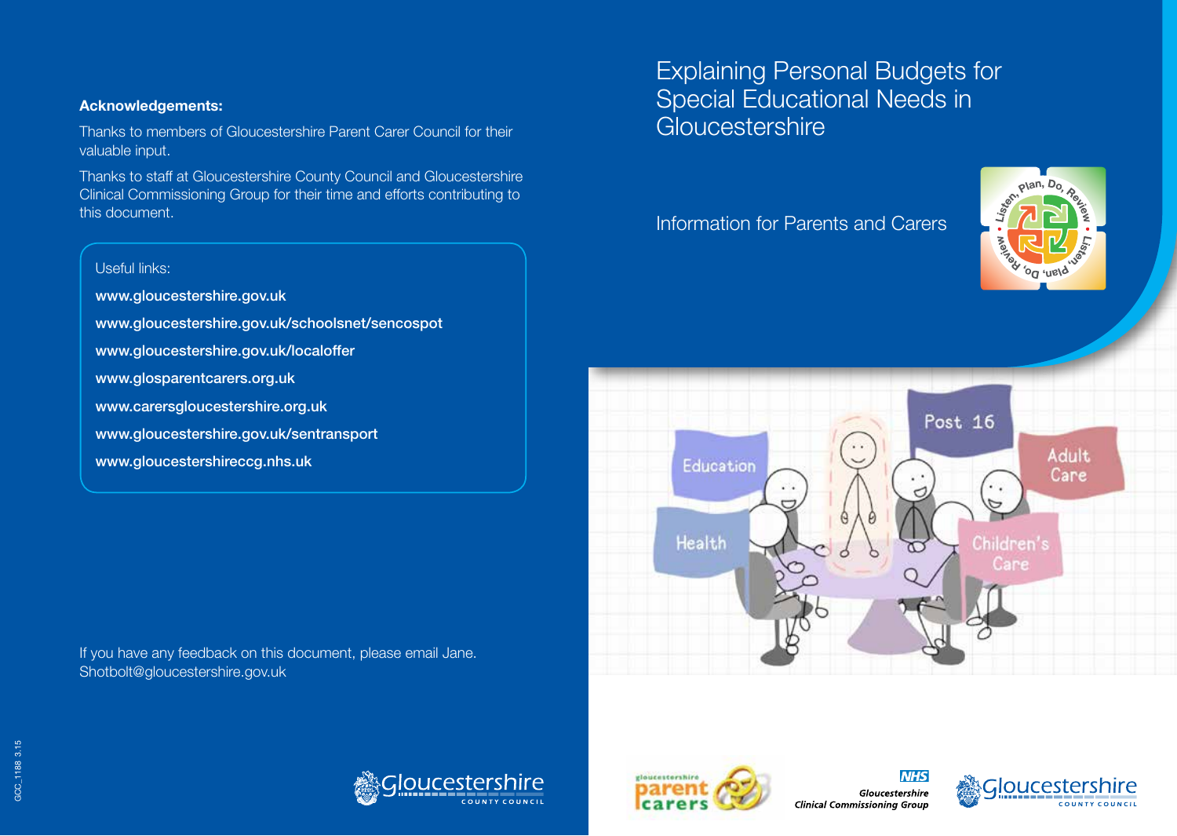# Explaining Personal Budgets for Special Educational Needs in Gloucestershire

Information for Parents and Carers

**Acknowledgements:**

Thanks to members of Gloucestershire Parent Carer Council for their valuable input.

Thanks to staff at Gloucestershire County Council and Gloucestershire Clinical Commissioning Group for their time and efforts contributing to this document.

Useful links:

- **www.gloucestershire.gov.uk**
- **www.gloucestershire.gov.uk/schoolsnet/sencospot**
- **www.gloucestershire.gov.uk/localoffer**
- **www.glosparentcarers.org.uk**
- **www.carersgloucestershire.org.uk**
- **www.gloucestershire.gov.uk/sentransport**
- **www.gloucestershireccg.nhs.uk**

If you have any feedback on this document, please email Jane.Shotbolt@gloucestershire.gov.uk

GCC_1188 3.15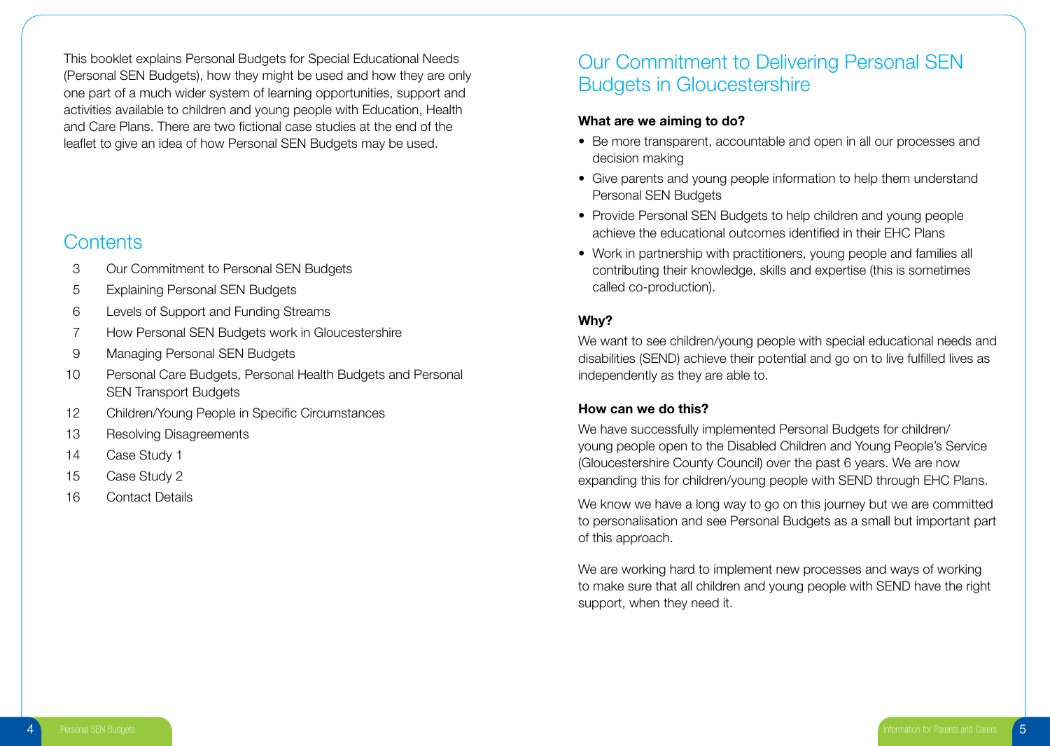This booklet explains Personal Budgets for Special Educational Needs (Personal SEN Budgets), how they might be used and how they are only one part of a much wider system of learning opportunities, support and activities available to children and young people with Education, Health and Care Plans. There are two fictional case studies at the end of the leaflet to give an idea of how Personal SEN Budgets may be used.

## Contents

| | |
|---|---|
| 3 | Our Commitment to Personal SEN Budgets |
| 5 | Explaining Personal SEN Budgets |
| 6 | Levels of Support and Funding Streams |
| 7 | How Personal SEN Budgets work in Gloucestershire |
| 9 | Managing Personal SEN Budgets |
| 10 | Personal Care Budgets, Personal Health Budgets and Personal SEN Transport Budgets |
| 12 | Children/Young People in Specific Circumstances |
| 13 | Resolving Disagreements |
| 14 | Case Study 1 |
| 15 | Case Study 2 |
| 16 | Contact Details |

## Our Commitment to Delivering Personal SEN Budgets in Gloucestershire

**What are we aiming to do?**

- Be more transparent, accountable and open in all our processes and decision making
- Give parents and young people information to help them understand Personal SEN Budgets
- Provide Personal SEN Budgets to help children and young people achieve the educational outcomes identified in their EHC Plans
- Work in partnership with practitioners, young people and families all contributing their knowledge, skills and expertise (this is sometimes called co-production).

**Why?**

We want to see children/young people with special educational needs and disabilities (SEND) achieve their potential and go on to live fulfilled lives as independently as they are able to.

**How can we do this?**

We have successfully implemented Personal Budgets for children/young people open to the Disabled Children and Young People's Service (Gloucestershire County Council) over the past 6 years. We are now expanding this for children/young people with SEND through EHC Plans.

We know we have a long way to go on this journey but we are committed to personalisation and see Personal Budgets as a small but important part of this approach.

We are working hard to implement new processes and ways of working to make sure that all children and young people with SEND have the right support, when they need it.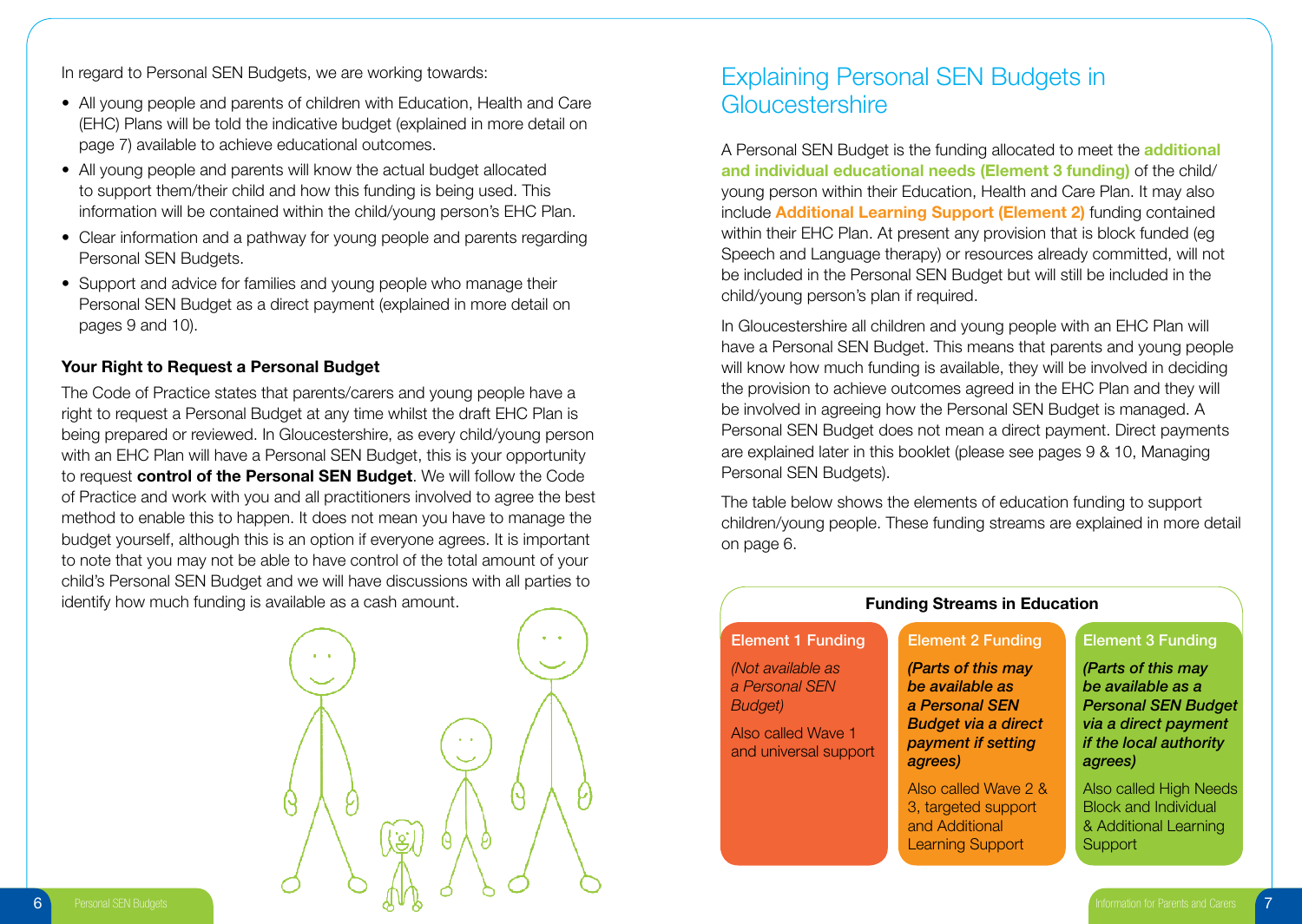In regard to Personal SEN Budgets, we are working towards:

- All young people and parents of children with Education, Health and Care (EHC) Plans will be told the indicative budget (explained in more detail on page 7) available to achieve educational outcomes.
- All young people and parents will know the actual budget allocated to support them/their child and how this funding is being used. This information will be contained within the child/young person's EHC Plan.
- Clear information and a pathway for young people and parents regarding Personal SEN Budgets.
- Support and advice for families and young people who manage their Personal SEN Budget as a direct payment (explained in more detail on pages 9 and 10).

### Your Right to Request a Personal Budget

The Code of Practice states that parents/carers and young people have a right to request a Personal Budget at any time whilst the draft EHC Plan is being prepared or reviewed. In Gloucestershire, as every child/young person with an EHC Plan will have a Personal SEN Budget, this is your opportunity to request **control of the Personal SEN Budget**. We will follow the Code of Practice and work with you and all practitioners involved to agree the best method to enable this to happen. It does not mean you have to manage the budget yourself, although this is an option if everyone agrees. It is important to note that you may not be able to have control of the total amount of your child's Personal SEN Budget and we will have discussions with all parties to identify how much funding is available as a cash amount.

## Explaining Personal SEN Budgets in Gloucestershire

A Personal SEN Budget is the funding allocated to meet the **additional and individual educational needs (Element 3 funding)** of the child/young person within their Education, Health and Care Plan. It may also include **Additional Learning Support (Element 2)** funding contained within their EHC Plan. At present any provision that is block funded (eg Speech and Language therapy) or resources already committed, will not be included in the Personal SEN Budget but will still be included in the child/young person's plan if required.

In Gloucestershire all children and young people with an EHC Plan will have a Personal SEN Budget. This means that parents and young people will know how much funding is available, they will be involved in deciding the provision to achieve outcomes agreed in the EHC Plan and they will be involved in agreeing how the Personal SEN Budget is managed. A Personal SEN Budget does not mean a direct payment. Direct payments are explained later in this booklet (please see pages 9 & 10, Managing Personal SEN Budgets).

The table below shows the elements of education funding to support children/young people. These funding streams are explained in more detail on page 6.

**Funding Streams in Education**

| Element 1 Funding | Element 2 Funding | Element 3 Funding |
|---|---|---|
| *(Not available as a Personal SEN Budget)* | ***(Parts of this may be available as a Personal SEN Budget via a direct payment if setting agrees)*** | ***(Parts of this may be available as a Personal SEN Budget via a direct payment if the local authority agrees)*** |
| Also called Wave 1 and universal support | Also called Wave 2 & 3, targeted support and Additional Learning Support | Also called High Needs Block and Individual & Additional Learning Support |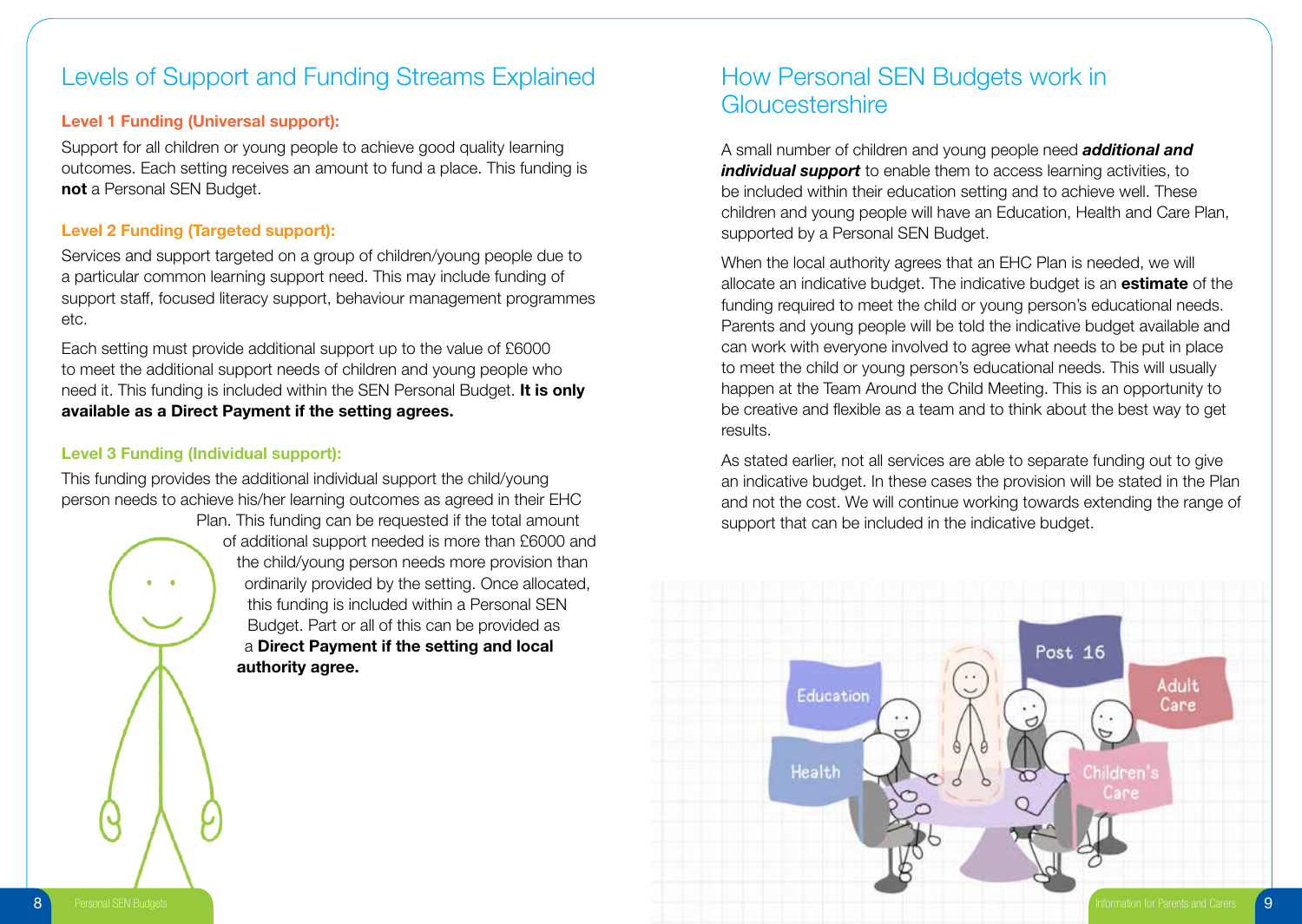## Levels of Support and Funding Streams Explained

**Level 1 Funding (Universal support):**

Support for all children or young people to achieve good quality learning outcomes. Each setting receives an amount to fund a place. This funding is **not** a Personal SEN Budget.

**Level 2 Funding (Targeted support):**

Services and support targeted on a group of children/young people due to a particular common learning support need. This may include funding of support staff, focused literacy support, behaviour management programmes etc.

Each setting must provide additional support up to the value of £6000 to meet the additional support needs of children and young people who need it. This funding is included within the SEN Personal Budget. **It is only available as a Direct Payment if the setting agrees.**

**Level 3 Funding (Individual support):**

This funding provides the additional individual support the child/young person needs to achieve his/her learning outcomes as agreed in their EHC Plan. This funding can be requested if the total amount of additional support needed is more than £6000 and the child/young person needs more provision than ordinarily provided by the setting. Once allocated, this funding is included within a Personal SEN Budget. Part or all of this can be provided as a **Direct Payment if the setting and local authority agree.**

## How Personal SEN Budgets work in Gloucestershire

A small number of children and young people need ***additional and individual support*** to enable them to access learning activities, to be included within their education setting and to achieve well. These children and young people will have an Education, Health and Care Plan, supported by a Personal SEN Budget.

When the local authority agrees that an EHC Plan is needed, we will allocate an indicative budget. The indicative budget is an **estimate** of the funding required to meet the child or young person's educational needs. Parents and young people will be told the indicative budget available and can work with everyone involved to agree what needs to be put in place to meet the child or young person's educational needs. This will usually happen at the Team Around the Child Meeting. This is an opportunity to be creative and flexible as a team and to think about the best way to get results.

As stated earlier, not all services are able to separate funding out to give an indicative budget. In these cases the provision will be stated in the Plan and not the cost. We will continue working towards extending the range of support that can be included in the indicative budget.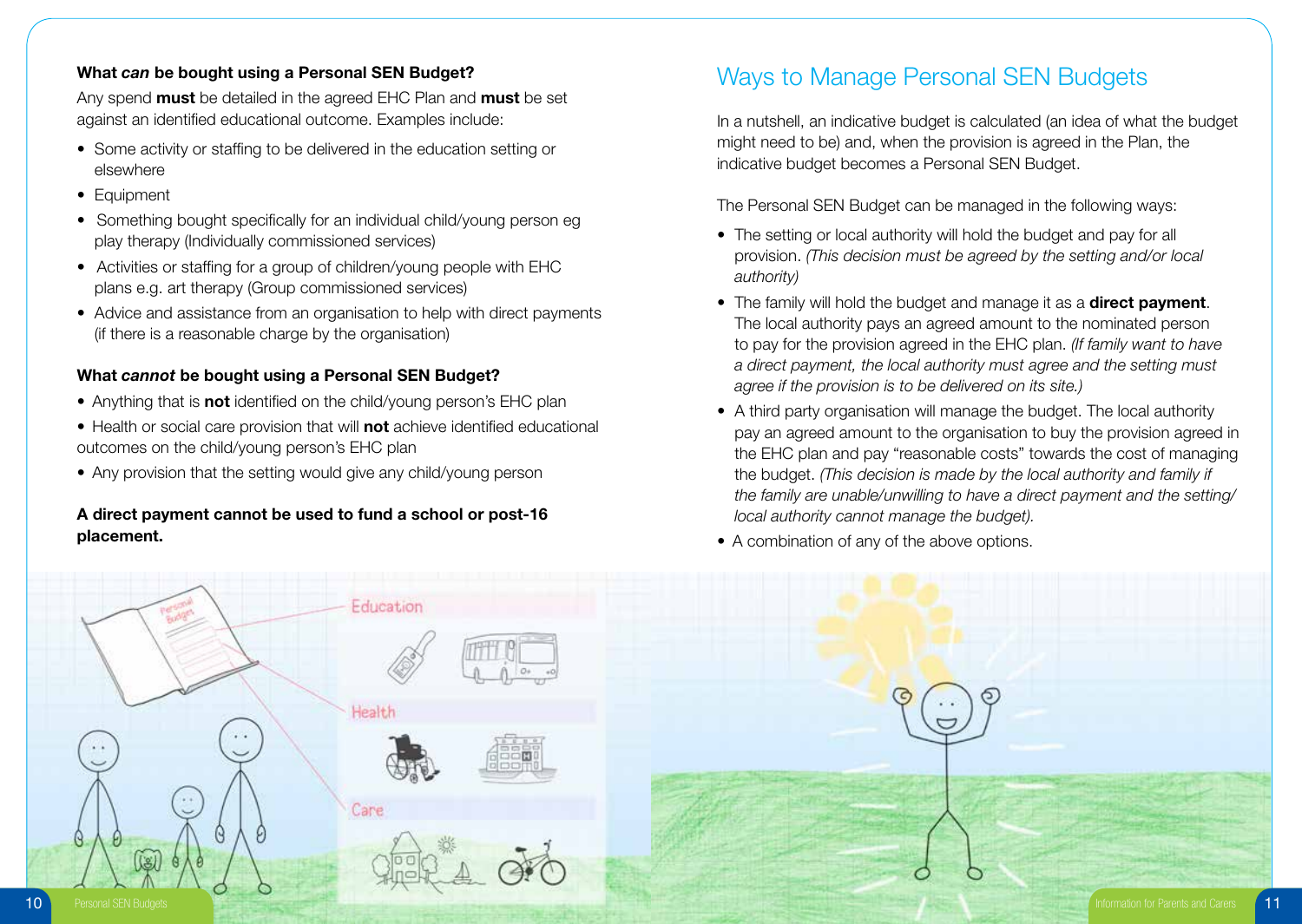### What *can* be bought using a Personal SEN Budget?

Any spend **must** be detailed in the agreed EHC Plan and **must** be set against an identified educational outcome. Examples include:

- Some activity or staffing to be delivered in the education setting or elsewhere
- Equipment
- Something bought specifically for an individual child/young person eg play therapy (Individually commissioned services)
- Activities or staffing for a group of children/young people with EHC plans e.g. art therapy (Group commissioned services)
- Advice and assistance from an organisation to help with direct payments (if there is a reasonable charge by the organisation)

### What *cannot* be bought using a Personal SEN Budget?

- Anything that is **not** identified on the child/young person's EHC plan
- Health or social care provision that will **not** achieve identified educational outcomes on the child/young person's EHC plan
- Any provision that the setting would give any child/young person

**A direct payment cannot be used to fund a school or post-16 placement.**

## Ways to Manage Personal SEN Budgets

In a nutshell, an indicative budget is calculated (an idea of what the budget might need to be) and, when the provision is agreed in the Plan, the indicative budget becomes a Personal SEN Budget.

The Personal SEN Budget can be managed in the following ways:

- The setting or local authority will hold the budget and pay for all provision. *(This decision must be agreed by the setting and/or local authority)*
- The family will hold the budget and manage it as a **direct payment**. The local authority pays an agreed amount to the nominated person to pay for the provision agreed in the EHC plan. *(If family want to have a direct payment, the local authority must agree and the setting must agree if the provision is to be delivered on its site.)*
- A third party organisation will manage the budget. The local authority pay an agreed amount to the organisation to buy the provision agreed in the EHC plan and pay "reasonable costs" towards the cost of managing the budget. *(This decision is made by the local authority and family if the family are unable/unwilling to have a direct payment and the setting/local authority cannot manage the budget).*
- A combination of any of the above options.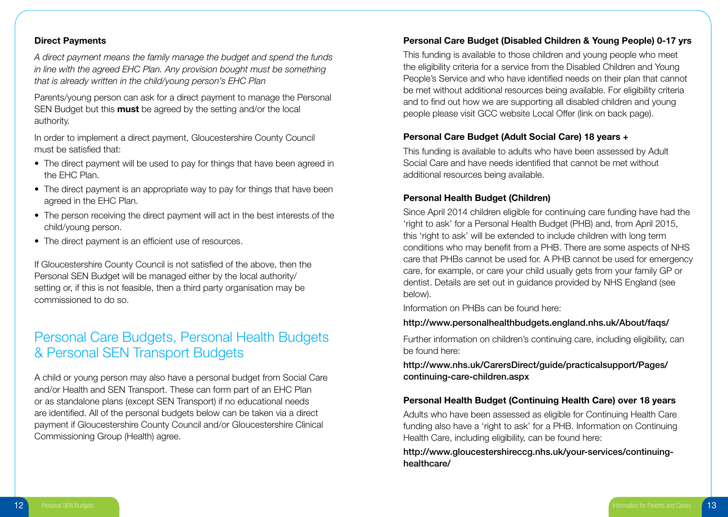### Direct Payments

*A direct payment means the family manage the budget and spend the funds in line with the agreed EHC Plan. Any provision bought must be something that is already written in the child/young person's EHC Plan*

Parents/young person can ask for a direct payment to manage the Personal SEN Budget but this **must** be agreed by the setting and/or the local authority.

In order to implement a direct payment, Gloucestershire County Council must be satisfied that:

- The direct payment will be used to pay for things that have been agreed in the EHC Plan.
- The direct payment is an appropriate way to pay for things that have been agreed in the EHC Plan.
- The person receiving the direct payment will act in the best interests of the child/young person.
- The direct payment is an efficient use of resources.

If Gloucestershire County Council is not satisfied of the above, then the Personal SEN Budget will be managed either by the local authority/ setting or, if this is not feasible, then a third party organisation may be commissioned to do so.

## Personal Care Budgets, Personal Health Budgets & Personal SEN Transport Budgets

A child or young person may also have a personal budget from Social Care and/or Health and SEN Transport. These can form part of an EHC Plan or as standalone plans (except SEN Transport) if no educational needs are identified. All of the personal budgets below can be taken via a direct payment if Gloucestershire County Council and/or Gloucestershire Clinical Commissioning Group (Health) agree.

### Personal Care Budget (Disabled Children & Young People) 0-17 yrs

This funding is available to those children and young people who meet the eligibility criteria for a service from the Disabled Children and Young People's Service and who have identified needs on their plan that cannot be met without additional resources being available. For eligibility criteria and to find out how we are supporting all disabled children and young people please visit GCC website Local Offer (link on back page).

### Personal Care Budget (Adult Social Care) 18 years +

This funding is available to adults who have been assessed by Adult Social Care and have needs identified that cannot be met without additional resources being available.

### Personal Health Budget (Children)

Since April 2014 children eligible for continuing care funding have had the 'right to ask' for a Personal Health Budget (PHB) and, from April 2015, this 'right to ask' will be extended to include children with long term conditions who may benefit from a PHB. There are some aspects of NHS care that PHBs cannot be used for. A PHB cannot be used for emergency care, for example, or care your child usually gets from your family GP or dentist. Details are set out in guidance provided by NHS England (see below).

Information on PHBs can be found here:

**http://www.personalhealthbudgets.england.nhs.uk/About/faqs/**

Further information on children's continuing care, including eligibility, can be found here:

**http://www.nhs.uk/CarersDirect/guide/practicalsupport/Pages/continuing-care-children.aspx**

### Personal Health Budget (Continuing Health Care) over 18 years

Adults who have been assessed as eligible for Continuing Health Care funding also have a 'right to ask' for a PHB. Information on Continuing Health Care, including eligibility, can be found here:

**http://www.gloucestershireccg.nhs.uk/your-services/continuing-healthcare/**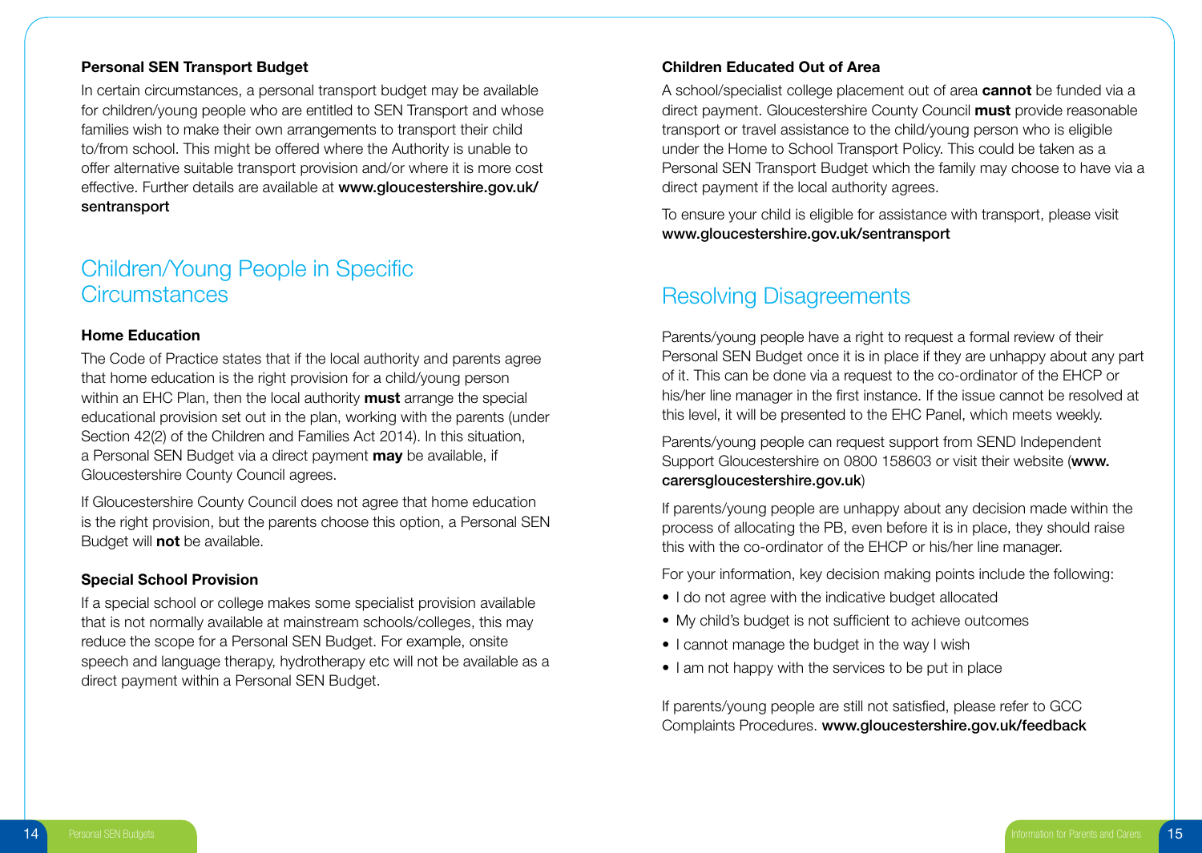### Personal SEN Transport Budget

In certain circumstances, a personal transport budget may be available for children/young people who are entitled to SEN Transport and whose families wish to make their own arrangements to transport their child to/from school. This might be offered where the Authority is unable to offer alternative suitable transport provision and/or where it is more cost effective. Further details are available at **www.gloucestershire.gov.uk/sentransport**

## Children/Young People in Specific Circumstances

### Home Education

The Code of Practice states that if the local authority and parents agree that home education is the right provision for a child/young person within an EHC Plan, then the local authority **must** arrange the special educational provision set out in the plan, working with the parents (under Section 42(2) of the Children and Families Act 2014). In this situation, a Personal SEN Budget via a direct payment **may** be available, if Gloucestershire County Council agrees.

If Gloucestershire County Council does not agree that home education is the right provision, but the parents choose this option, a Personal SEN Budget will **not** be available.

### Special School Provision

If a special school or college makes some specialist provision available that is not normally available at mainstream schools/colleges, this may reduce the scope for a Personal SEN Budget. For example, onsite speech and language therapy, hydrotherapy etc will not be available as a direct payment within a Personal SEN Budget.

### Children Educated Out of Area

A school/specialist college placement out of area **cannot** be funded via a direct payment. Gloucestershire County Council **must** provide reasonable transport or travel assistance to the child/young person who is eligible under the Home to School Transport Policy. This could be taken as a Personal SEN Transport Budget which the family may choose to have via a direct payment if the local authority agrees.

To ensure your child is eligible for assistance with transport, please visit **www.gloucestershire.gov.uk/sentransport**

## Resolving Disagreements

Parents/young people have a right to request a formal review of their Personal SEN Budget once it is in place if they are unhappy about any part of it. This can be done via a request to the co-ordinator of the EHCP or his/her line manager in the first instance. If the issue cannot be resolved at this level, it will be presented to the EHC Panel, which meets weekly.

Parents/young people can request support from SEND Independent Support Gloucestershire on 0800 158603 or visit their website (**www.carersgloucestershire.gov.uk**)

If parents/young people are unhappy about any decision made within the process of allocating the PB, even before it is in place, they should raise this with the co-ordinator of the EHCP or his/her line manager.

For your information, key decision making points include the following:

- I do not agree with the indicative budget allocated
- My child's budget is not sufficient to achieve outcomes
- I cannot manage the budget in the way I wish
- I am not happy with the services to be put in place

If parents/young people are still not satisfied, please refer to GCC Complaints Procedures. **www.gloucestershire.gov.uk/feedback**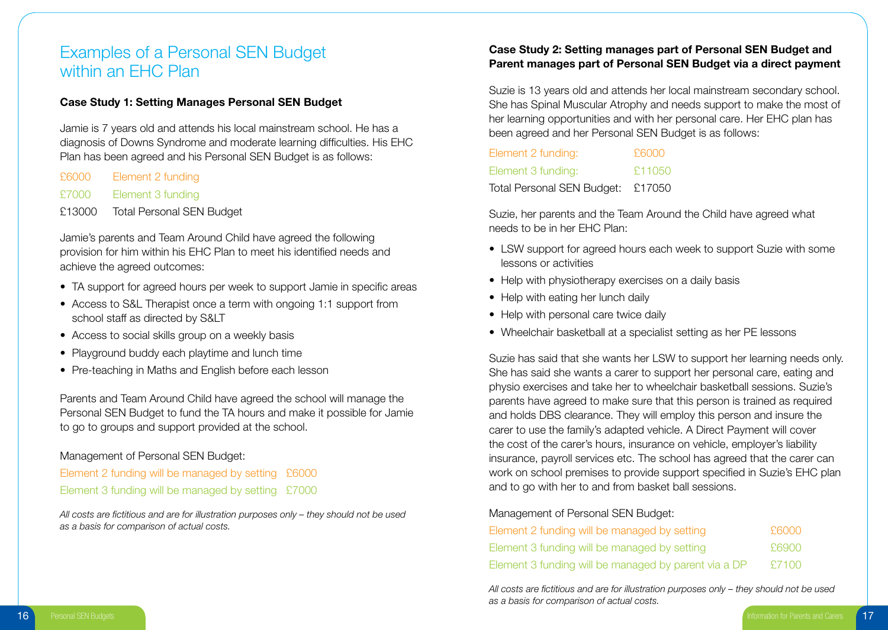# Examples of a Personal SEN Budget within an EHC Plan

### Case Study 1: Setting Manages Personal SEN Budget

Jamie is 7 years old and attends his local mainstream school. He has a diagnosis of Downs Syndrome and moderate learning difficulties. His EHC Plan has been agreed and his Personal SEN Budget is as follows:

| | |
|---|---|
| £6000 | Element 2 funding |
| £7000 | Element 3 funding |
| £13000 | Total Personal SEN Budget |

Jamie's parents and Team Around Child have agreed the following provision for him within his EHC Plan to meet his identified needs and achieve the agreed outcomes:

- TA support for agreed hours per week to support Jamie in specific areas
- Access to S&L Therapist once a term with ongoing 1:1 support from school staff as directed by S&LT
- Access to social skills group on a weekly basis
- Playground buddy each playtime and lunch time
- Pre-teaching in Maths and English before each lesson

Parents and Team Around Child have agreed the school will manage the Personal SEN Budget to fund the TA hours and make it possible for Jamie to go to groups and support provided at the school.

Management of Personal SEN Budget:

| | |
|---|---|
| Element 2 funding will be managed by setting | £6000 |
| Element 3 funding will be managed by setting | £7000 |

*All costs are fictitious and are for illustration purposes only – they should not be used as a basis for comparison of actual costs.*

### Case Study 2: Setting manages part of Personal SEN Budget and Parent manages part of Personal SEN Budget via a direct payment

Suzie is 13 years old and attends her local mainstream secondary school. She has Spinal Muscular Atrophy and needs support to make the most of her learning opportunities and with her personal care. Her EHC plan has been agreed and her Personal SEN Budget is as follows:

| | |
|---|---|
| Element 2 funding: | £6000 |
| Element 3 funding: | £11050 |
| Total Personal SEN Budget: | £17050 |

Suzie, her parents and the Team Around the Child have agreed what needs to be in her EHC Plan:

- LSW support for agreed hours each week to support Suzie with some lessons or activities
- Help with physiotherapy exercises on a daily basis
- Help with eating her lunch daily
- Help with personal care twice daily
- Wheelchair basketball at a specialist setting as her PE lessons

Suzie has said that she wants her LSW to support her learning needs only. She has said she wants a carer to support her personal care, eating and physio exercises and take her to wheelchair basketball sessions. Suzie's parents have agreed to make sure that this person is trained as required and holds DBS clearance. They will employ this person and insure the carer to use the family's adapted vehicle. A Direct Payment will cover the cost of the carer's hours, insurance on vehicle, employer's liability insurance, payroll services etc. The school has agreed that the carer can work on school premises to provide support specified in Suzie's EHC plan and to go with her to and from basket ball sessions.

Management of Personal SEN Budget:

| | |
|---|---|
| Element 2 funding will be managed by setting | £6000 |
| Element 3 funding will be managed by setting | £6900 |
| Element 3 funding will be managed by parent via a DP | £7100 |

*All costs are fictitious and are for illustration purposes only – they should not be used as a basis for comparison of actual costs.*